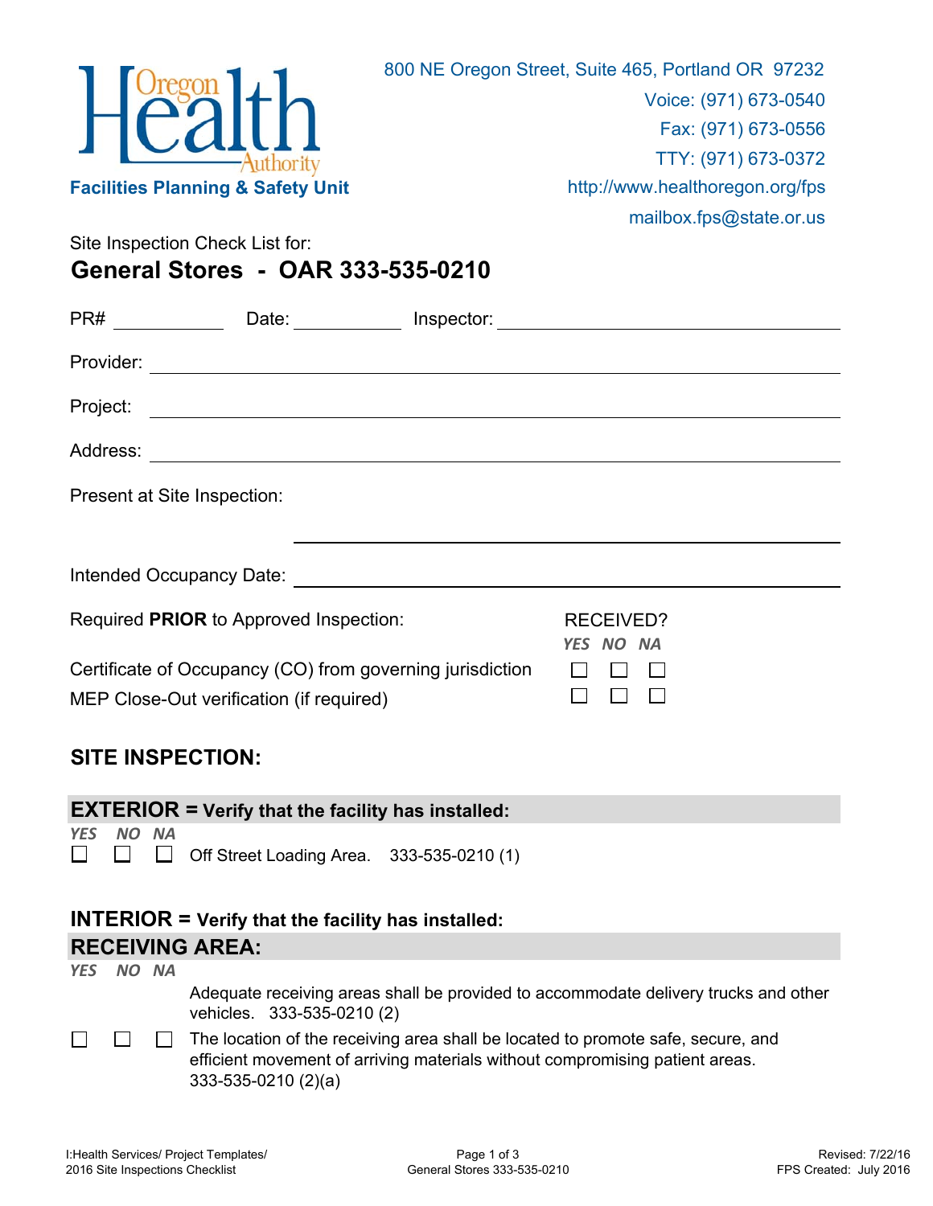Oregon Health Authority

**Facilities Planning & Safety Unit**

800 NE Oregon Street, Suite 465, Portland OR 97232
Voice: (971) 673-0540
Fax: (971) 673-0556
TTY: (971) 673-0372
http://www.healthoregon.org/fps
mailbox.fps@state.or.us

Site Inspection Check List for:

# General Stores - OAR 333-535-0210

PR# __________ Date: __________ Inspector: ______________________________

Provider: ______________________________________________

Project: ______________________________________________

Address: ______________________________________________

Present at Site Inspection:

______________________________________________

Intended Occupancy Date: ______________________________________________

| Required **PRIOR** to Approved Inspection: | RECEIVED? YES | NO | NA |
|---|---|---|---|
| Certificate of Occupancy (CO) from governing jurisdiction | ☐ | ☐ | ☐ |
| MEP Close-Out verification (if required) | ☐ | ☐ | ☐ |

## SITE INSPECTION:

### EXTERIOR = Verify that the facility has installed:

| YES | NO | NA | |
|---|---|---|---|
| ☐ | ☐ | ☐ | Off Street Loading Area. 333-535-0210 (1) |

### INTERIOR = Verify that the facility has installed:

### RECEIVING AREA:

| YES | NO | NA | |
|---|---|---|---|
| | | | Adequate receiving areas shall be provided to accommodate delivery trucks and other vehicles. 333-535-0210 (2) |
| ☐ | ☐ | ☐ | The location of the receiving area shall be located to promote safe, secure, and efficient movement of arriving materials without compromising patient areas. 333-535-0210 (2)(a) |

I:Health Services/ Project Templates/ 2016 Site Inspections Checklist

General Stores 333-535-0210

Revised: 7/22/16
FPS Created: July 2016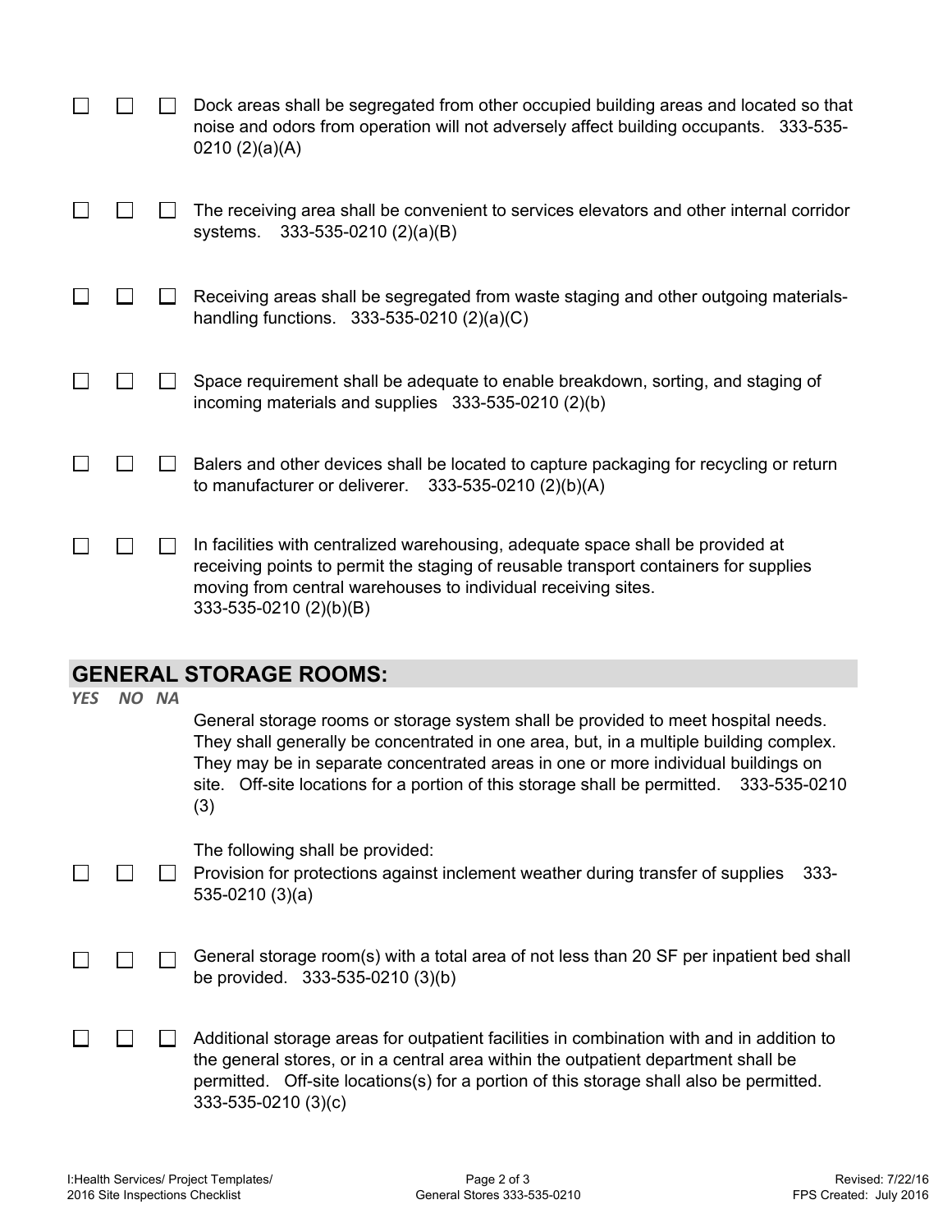☐ ☐ ☐ Dock areas shall be segregated from other occupied building areas and located so that noise and odors from operation will not adversely affect building occupants. 333-535-0210 (2)(a)(A)

☐ ☐ ☐ The receiving area shall be convenient to services elevators and other internal corridor systems. 333-535-0210 (2)(a)(B)

☐ ☐ ☐ Receiving areas shall be segregated from waste staging and other outgoing materials-handling functions. 333-535-0210 (2)(a)(C)

☐ ☐ ☐ Space requirement shall be adequate to enable breakdown, sorting, and staging of incoming materials and supplies 333-535-0210 (2)(b)

☐ ☐ ☐ Balers and other devices shall be located to capture packaging for recycling or return to manufacturer or deliverer. 333-535-0210 (2)(b)(A)

☐ ☐ ☐ In facilities with centralized warehousing, adequate space shall be provided at receiving points to permit the staging of reusable transport containers for supplies moving from central warehouses to individual receiving sites. 333-535-0210 (2)(b)(B)

## GENERAL STORAGE ROOMS:

*YES NO NA*

General storage rooms or storage system shall be provided to meet hospital needs. They shall generally be concentrated in one area, but, in a multiple building complex. They may be in separate concentrated areas in one or more individual buildings on site. Off-site locations for a portion of this storage shall be permitted. 333-535-0210 (3)

The following shall be provided:

☐ ☐ ☐ Provision for protections against inclement weather during transfer of supplies 333-535-0210 (3)(a)

☐ ☐ ☐ General storage room(s) with a total area of not less than 20 SF per inpatient bed shall be provided. 333-535-0210 (3)(b)

☐ ☐ ☐ Additional storage areas for outpatient facilities in combination with and in addition to the general stores, or in a central area within the outpatient department shall be permitted. Off-site locations(s) for a portion of this storage shall also be permitted. 333-535-0210 (3)(c)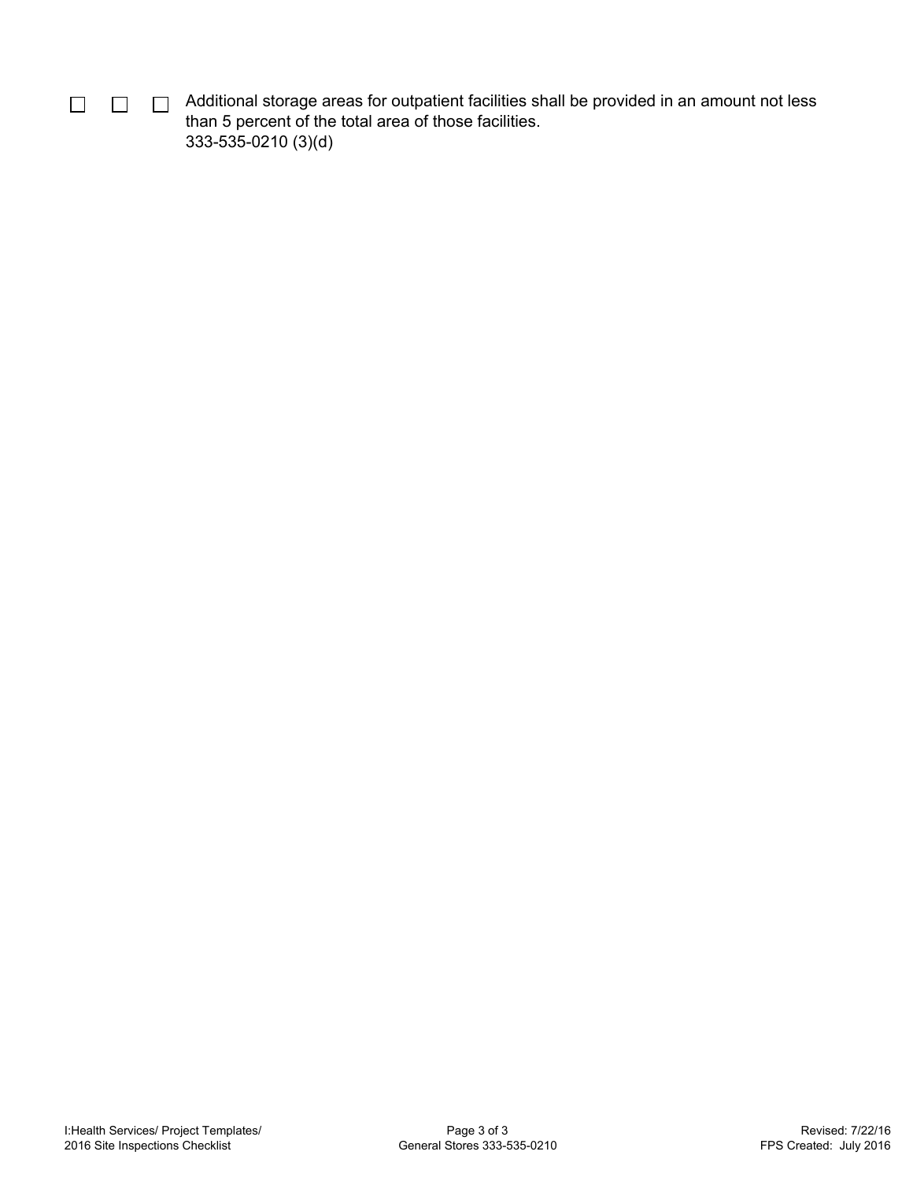☐ ☐ ☐ Additional storage areas for outpatient facilities shall be provided in an amount not less than 5 percent of the total area of those facilities.
333-535-0210 (3)(d)